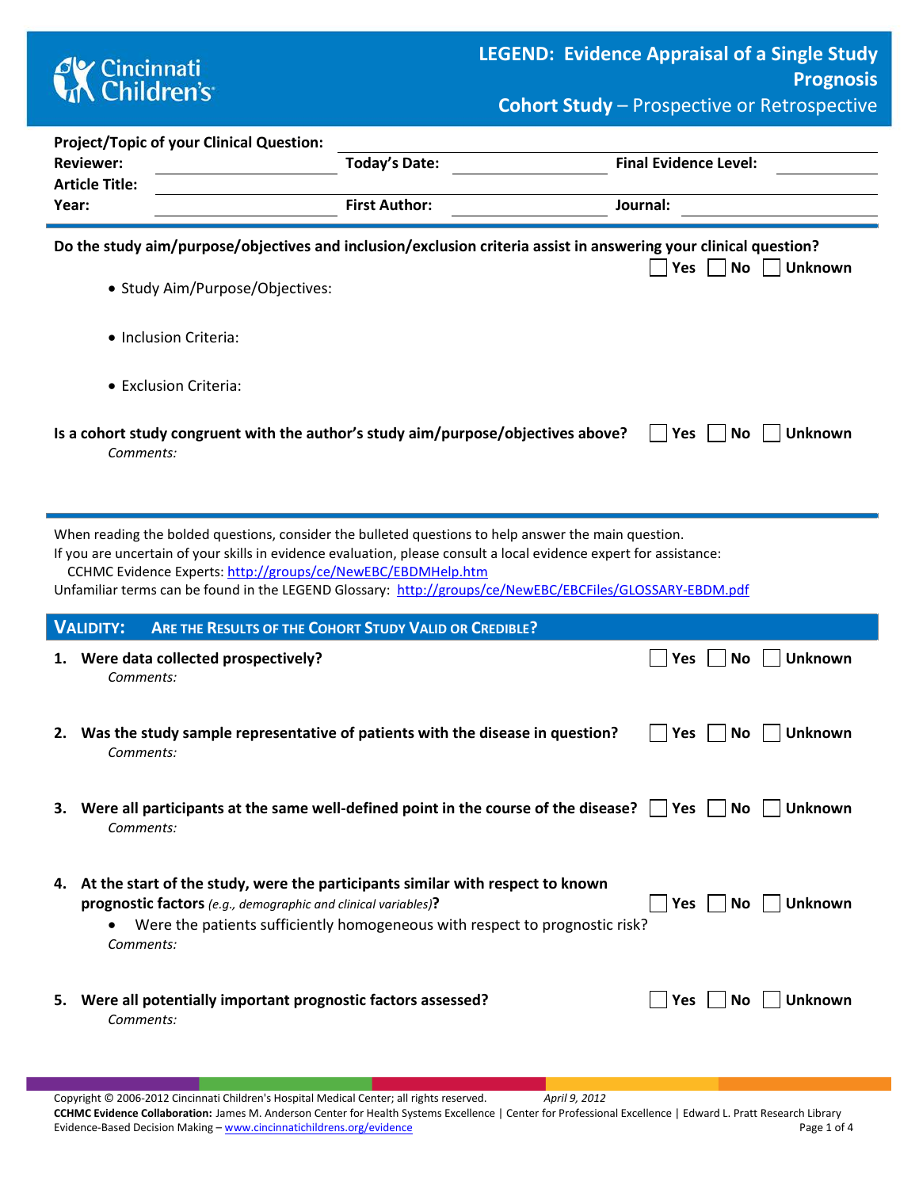# LEGEND: Evidence Appraisal of a Single Study
## Prognosis
### Cohort Study – Prospective or Retrospective

**Project/Topic of your Clinical Question:** ______________________

**Reviewer:** ______________ **Today's Date:** ______________ **Final Evidence Level:** ______________

**Article Title:** ______________________

**Year:** ______________ **First Author:** ______________ **Journal:** ______________

---

**Do the study aim/purpose/objectives and inclusion/exclusion criteria assist in answering your clinical question?** ☐ Yes ☐ No ☐ Unknown

- Study Aim/Purpose/Objectives:
- Inclusion Criteria:
- Exclusion Criteria:

**Is a cohort study congruent with the author's study aim/purpose/objectives above?** ☐ Yes ☐ No ☐ Unknown

*Comments:*

---

When reading the bolded questions, consider the bulleted questions to help answer the main question.
If you are uncertain of your skills in evidence evaluation, please consult a local evidence expert for assistance:
CCHMC Evidence Experts: http://groups/ce/NewEBC/EBDMHelp.htm
Unfamiliar terms can be found in the LEGEND Glossary: http://groups/ce/NewEBC/EBCFiles/GLOSSARY-EBDM.pdf

## VALIDITY: ARE THE RESULTS OF THE COHORT STUDY VALID OR CREDIBLE?

1. **Were data collected prospectively?** ☐ Yes ☐ No ☐ Unknown

   *Comments:*

2. **Was the study sample representative of patients with the disease in question?** ☐ Yes ☐ No ☐ Unknown

   *Comments:*

3. **Were all participants at the same well-defined point in the course of the disease?** ☐ Yes ☐ No ☐ Unknown

   *Comments:*

4. **At the start of the study, were the participants similar with respect to known prognostic factors** *(e.g., demographic and clinical variables)***?** ☐ Yes ☐ No ☐ Unknown

   - Were the patients sufficiently homogeneous with respect to prognostic risk?

   *Comments:*

5. **Were all potentially important prognostic factors assessed?** ☐ Yes ☐ No ☐ Unknown

   *Comments:*

Copyright © 2006-2012 Cincinnati Children's Hospital Medical Center; all rights reserved. *April 9, 2012*
**CCHMC Evidence Collaboration:** James M. Anderson Center for Health Systems Excellence | Center for Professional Excellence | Edward L. Pratt Research Library
Evidence-Based Decision Making – www.cincinnatichildrens.org/evidence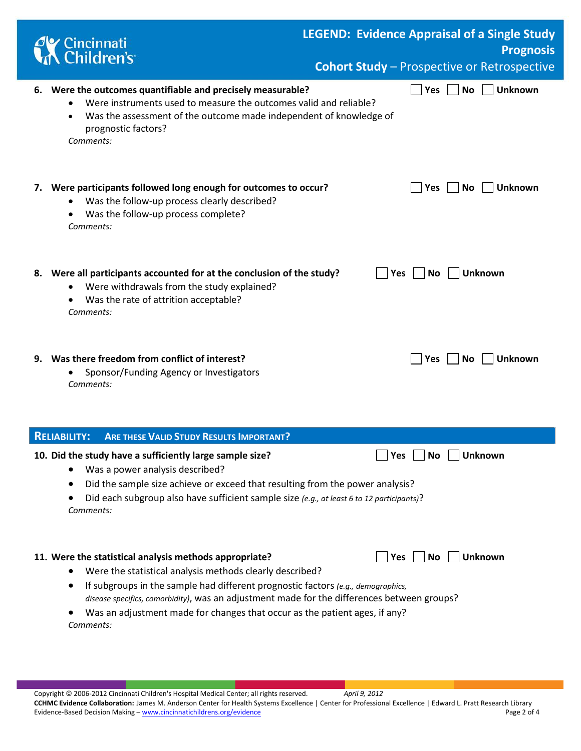**6. Were the outcomes quantifiable and precisely measurable?** ☐ Yes ☐ No ☐ Unknown

- Were instruments used to measure the outcomes valid and reliable?
- Was the assessment of the outcome made independent of knowledge of prognostic factors?

*Comments:*

**7. Were participants followed long enough for outcomes to occur?** ☐ Yes ☐ No ☐ Unknown

- Was the follow-up process clearly described?
- Was the follow-up process complete?

*Comments:*

**8. Were all participants accounted for at the conclusion of the study?** ☐ Yes ☐ No ☐ Unknown

- Were withdrawals from the study explained?
- Was the rate of attrition acceptable?

*Comments:*

**9. Was there freedom from conflict of interest?** ☐ Yes ☐ No ☐ Unknown

- Sponsor/Funding Agency or Investigators

*Comments:*

## RELIABILITY: ARE THESE VALID STUDY RESULTS IMPORTANT?

**10. Did the study have a sufficiently large sample size?** ☐ Yes ☐ No ☐ Unknown

- Was a power analysis described?
- Did the sample size achieve or exceed that resulting from the power analysis?
- Did each subgroup also have sufficient sample size *(e.g., at least 6 to 12 participants)*?

*Comments:*

**11. Were the statistical analysis methods appropriate?** ☐ Yes ☐ No ☐ Unknown

- Were the statistical analysis methods clearly described?
- If subgroups in the sample had different prognostic factors *(e.g., demographics, disease specifics, comorbidity)*, was an adjustment made for the differences between groups?
- Was an adjustment made for changes that occur as the patient ages, if any?

*Comments:*

Copyright © 2006-2012 Cincinnati Children's Hospital Medical Center; all rights reserved. *April 9, 2012*
**CCHMC Evidence Collaboration:** James M. Anderson Center for Health Systems Excellence | Center for Professional Excellence | Edward L. Pratt Research Library
Evidence-Based Decision Making – www.cincinnatichildrens.org/evidence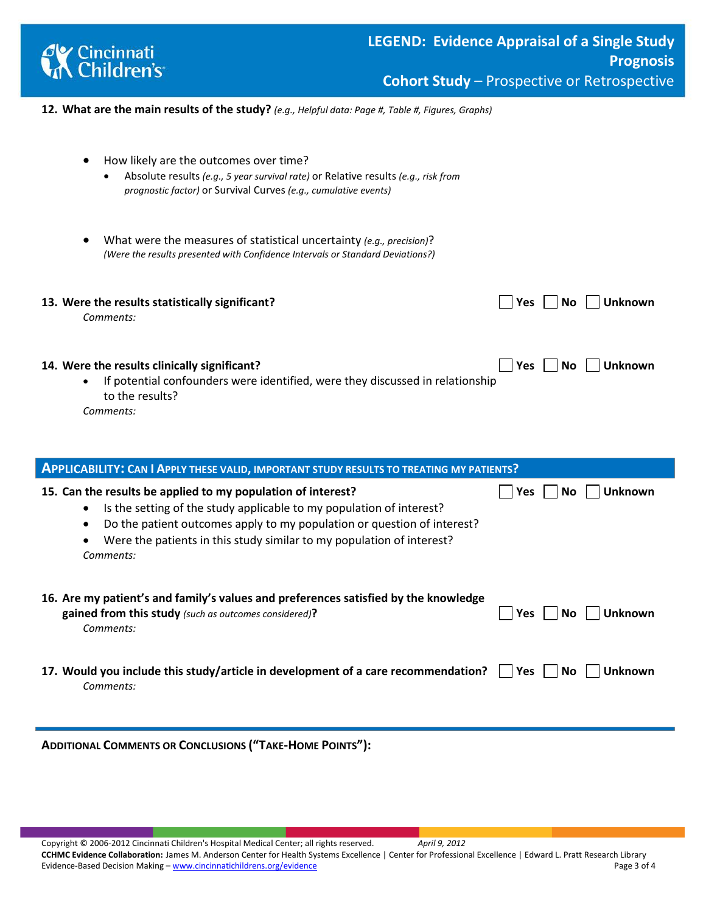**12. What are the main results of the study?** *(e.g., Helpful data: Page #, Table #, Figures, Graphs)*

- How likely are the outcomes over time?
  - Absolute results *(e.g., 5 year survival rate)* or Relative results *(e.g., risk from prognostic factor)* or Survival Curves *(e.g., cumulative events)*
- What were the measures of statistical uncertainty *(e.g., precision)*?
  *(Were the results presented with Confidence Intervals or Standard Deviations?)*

**13. Were the results statistically significant?** ☐ Yes ☐ No ☐ Unknown

*Comments:*

**14. Were the results clinically significant?** ☐ Yes ☐ No ☐ Unknown

- If potential confounders were identified, were they discussed in relationship to the results?

*Comments:*

## APPLICABILITY: CAN I APPLY THESE VALID, IMPORTANT STUDY RESULTS TO TREATING MY PATIENTS?

**15. Can the results be applied to my population of interest?** ☐ Yes ☐ No ☐ Unknown

- Is the setting of the study applicable to my population of interest?
- Do the patient outcomes apply to my population or question of interest?
- Were the patients in this study similar to my population of interest?

*Comments:*

**16. Are my patient's and family's values and preferences satisfied by the knowledge gained from this study** *(such as outcomes considered)***?** ☐ Yes ☐ No ☐ Unknown

*Comments:*

**17. Would you include this study/article in development of a care recommendation?** ☐ Yes ☐ No ☐ Unknown

*Comments:*

**ADDITIONAL COMMENTS OR CONCLUSIONS ("TAKE-HOME POINTS"):**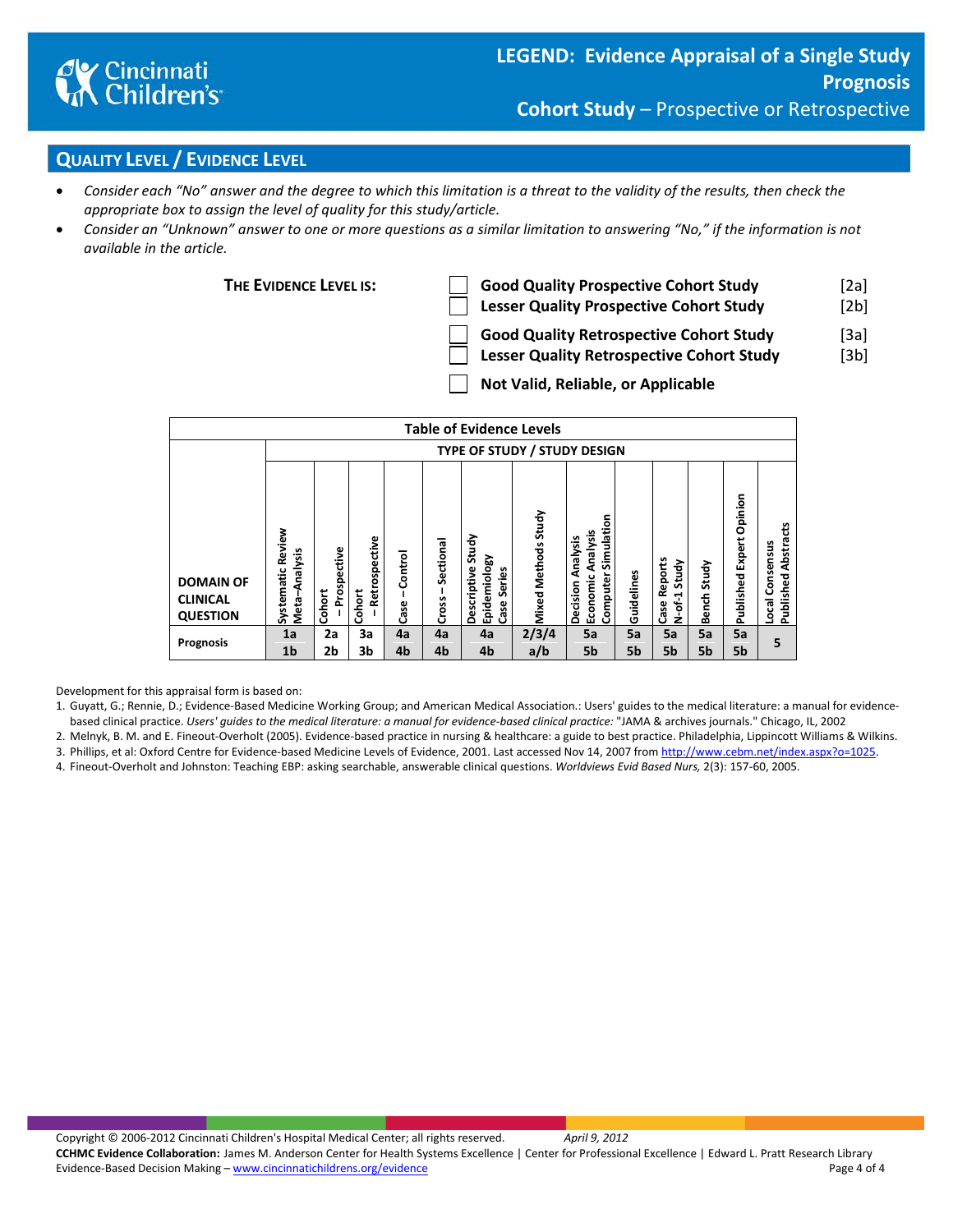# LEGEND: Evidence Appraisal of a Single Study Prognosis

## Cohort Study – Prospective or Retrospective

## QUALITY LEVEL / EVIDENCE LEVEL

- *Consider each "No" answer and the degree to which this limitation is a threat to the validity of the results, then check the appropriate box to assign the level of quality for this study/article.*
- *Consider an "Unknown" answer to one or more questions as a similar limitation to answering "No," if the information is not available in the article.*

**THE EVIDENCE LEVEL IS:**

- ☐ **Good Quality Prospective Cohort Study** [2a]
- ☐ **Lesser Quality Prospective Cohort Study** [2b]
- ☐ **Good Quality Retrospective Cohort Study** [3a]
- ☐ **Lesser Quality Retrospective Cohort Study** [3b]
- ☐ **Not Valid, Reliable, or Applicable**

**Table of Evidence Levels**

| DOMAIN OF CLINICAL QUESTION | TYPE OF STUDY / STUDY DESIGN | | | | | | | | | | | | |
|---|---|---|---|---|---|---|---|---|---|---|---|---|---|
| | Systematic Review Meta–Analysis | Cohort – Prospective | Cohort – Retrospective | Case – Control | Cross – Sectional | Descriptive Study Epidemiology Case Series | Mixed Methods Study | Decision Analysis Economic Analysis Computer Simulation | Guidelines | Case Reports N-of-1 Study | Bench Study | Published Expert Opinion | Local Consensus Published Abstracts |
| **Prognosis** | 1a<br>1b | 2a<br>2b | 3a<br>3b | 4a<br>4b | 4a<br>4b | 4a<br>4b | 2/3/4<br>a/b | 5a<br>5b | 5a<br>5b | 5a<br>5b | 5a<br>5b | 5a<br>5b | 5 |

Development for this appraisal form is based on:

1. Guyatt, G.; Rennie, D.; Evidence-Based Medicine Working Group; and American Medical Association.: Users' guides to the medical literature: a manual for evidence-based clinical practice. *Users' guides to the medical literature: a manual for evidence-based clinical practice:* "JAMA & archives journals." Chicago, IL, 2002
2. Melnyk, B. M. and E. Fineout-Overholt (2005). Evidence-based practice in nursing & healthcare: a guide to best practice. Philadelphia, Lippincott Williams & Wilkins.
3. Phillips, et al: Oxford Centre for Evidence-based Medicine Levels of Evidence, 2001. Last accessed Nov 14, 2007 from http://www.cebm.net/index.aspx?o=1025.
4. Fineout-Overholt and Johnston: Teaching EBP: asking searchable, answerable clinical questions. *Worldviews Evid Based Nurs,* 2(3): 157-60, 2005.

Copyright © 2006-2012 Cincinnati Children's Hospital Medical Center; all rights reserved. *April 9, 2012*

**CCHMC Evidence Collaboration:** James M. Anderson Center for Health Systems Excellence | Center for Professional Excellence | Edward L. Pratt Research Library

Evidence-Based Decision Making – www.cincinnatichildrens.org/evidence